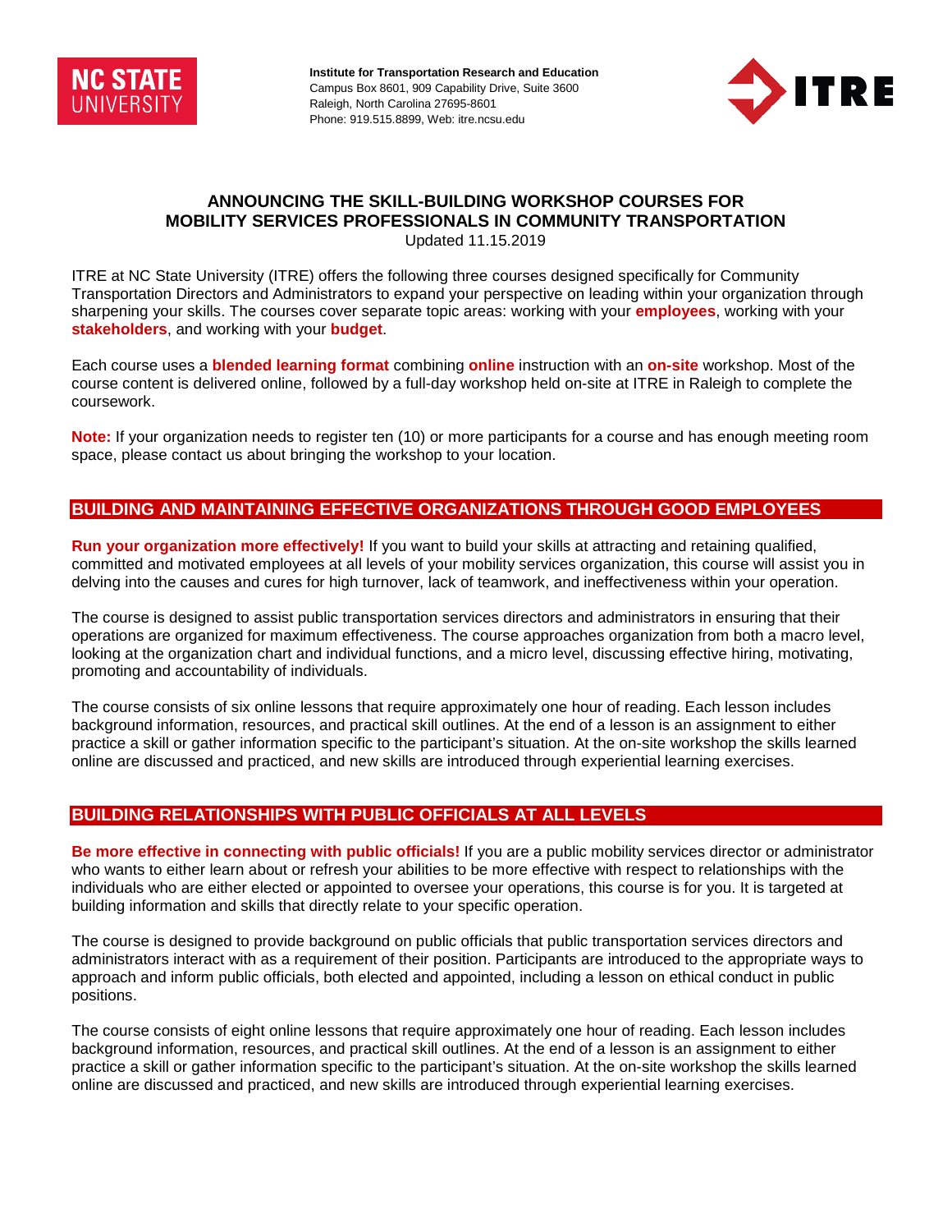**Institute for Transportation Research and Education**
Campus Box 8601, 909 Capability Drive, Suite 3600
Raleigh, North Carolina 27695-8601
Phone: 919.515.8899, Web: itre.ncsu.edu

# ANNOUNCING THE SKILL-BUILDING WORKSHOP COURSES FOR MOBILITY SERVICES PROFESSIONALS IN COMMUNITY TRANSPORTATION

Updated 11.15.2019

ITRE at NC State University (ITRE) offers the following three courses designed specifically for Community Transportation Directors and Administrators to expand your perspective on leading within your organization through sharpening your skills. The courses cover separate topic areas: working with your **employees**, working with your **stakeholders**, and working with your **budget**.

Each course uses a **blended learning format** combining **online** instruction with an **on-site** workshop. Most of the course content is delivered online, followed by a full-day workshop held on-site at ITRE in Raleigh to complete the coursework.

**Note:** If your organization needs to register ten (10) or more participants for a course and has enough meeting room space, please contact us about bringing the workshop to your location.

## BUILDING AND MAINTAINING EFFECTIVE ORGANIZATIONS THROUGH GOOD EMPLOYEES

**Run your organization more effectively!** If you want to build your skills at attracting and retaining qualified, committed and motivated employees at all levels of your mobility services organization, this course will assist you in delving into the causes and cures for high turnover, lack of teamwork, and ineffectiveness within your operation.

The course is designed to assist public transportation services directors and administrators in ensuring that their operations are organized for maximum effectiveness. The course approaches organization from both a macro level, looking at the organization chart and individual functions, and a micro level, discussing effective hiring, motivating, promoting and accountability of individuals.

The course consists of six online lessons that require approximately one hour of reading. Each lesson includes background information, resources, and practical skill outlines. At the end of a lesson is an assignment to either practice a skill or gather information specific to the participant's situation. At the on-site workshop the skills learned online are discussed and practiced, and new skills are introduced through experiential learning exercises.

## BUILDING RELATIONSHIPS WITH PUBLIC OFFICIALS AT ALL LEVELS

**Be more effective in connecting with public officials!** If you are a public mobility services director or administrator who wants to either learn about or refresh your abilities to be more effective with respect to relationships with the individuals who are either elected or appointed to oversee your operations, this course is for you. It is targeted at building information and skills that directly relate to your specific operation.

The course is designed to provide background on public officials that public transportation services directors and administrators interact with as a requirement of their position. Participants are introduced to the appropriate ways to approach and inform public officials, both elected and appointed, including a lesson on ethical conduct in public positions.

The course consists of eight online lessons that require approximately one hour of reading. Each lesson includes background information, resources, and practical skill outlines. At the end of a lesson is an assignment to either practice a skill or gather information specific to the participant's situation. At the on-site workshop the skills learned online are discussed and practiced, and new skills are introduced through experiential learning exercises.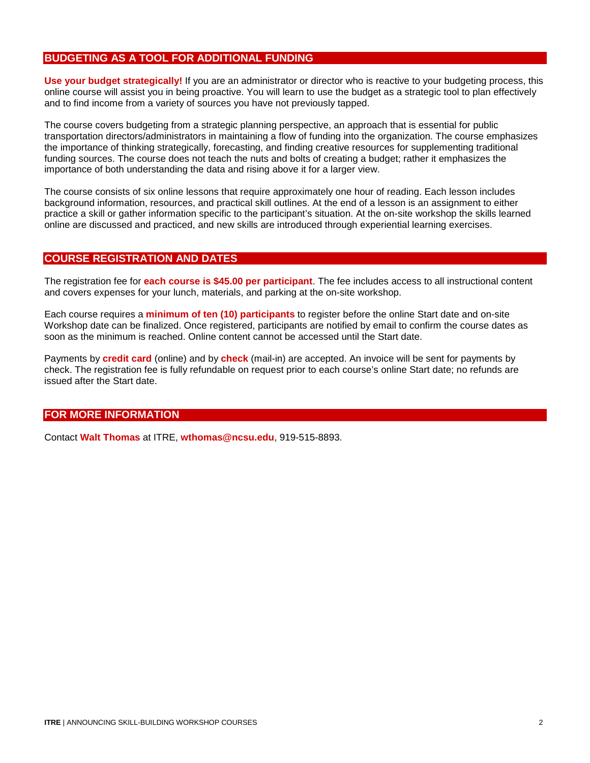## BUDGETING AS A TOOL FOR ADDITIONAL FUNDING

**Use your budget strategically!** If you are an administrator or director who is reactive to your budgeting process, this online course will assist you in being proactive. You will learn to use the budget as a strategic tool to plan effectively and to find income from a variety of sources you have not previously tapped.

The course covers budgeting from a strategic planning perspective, an approach that is essential for public transportation directors/administrators in maintaining a flow of funding into the organization. The course emphasizes the importance of thinking strategically, forecasting, and finding creative resources for supplementing traditional funding sources. The course does not teach the nuts and bolts of creating a budget; rather it emphasizes the importance of both understanding the data and rising above it for a larger view.

The course consists of six online lessons that require approximately one hour of reading. Each lesson includes background information, resources, and practical skill outlines. At the end of a lesson is an assignment to either practice a skill or gather information specific to the participant's situation. At the on-site workshop the skills learned online are discussed and practiced, and new skills are introduced through experiential learning exercises.

## COURSE REGISTRATION AND DATES

The registration fee for **each course is $45.00 per participant**. The fee includes access to all instructional content and covers expenses for your lunch, materials, and parking at the on-site workshop.

Each course requires a **minimum of ten (10) participants** to register before the online Start date and on-site Workshop date can be finalized. Once registered, participants are notified by email to confirm the course dates as soon as the minimum is reached. Online content cannot be accessed until the Start date.

Payments by **credit card** (online) and by **check** (mail-in) are accepted. An invoice will be sent for payments by check. The registration fee is fully refundable on request prior to each course's online Start date; no refunds are issued after the Start date.

## FOR MORE INFORMATION

Contact **Walt Thomas** at ITRE, **wthomas@ncsu.edu**, 919-515-8893.